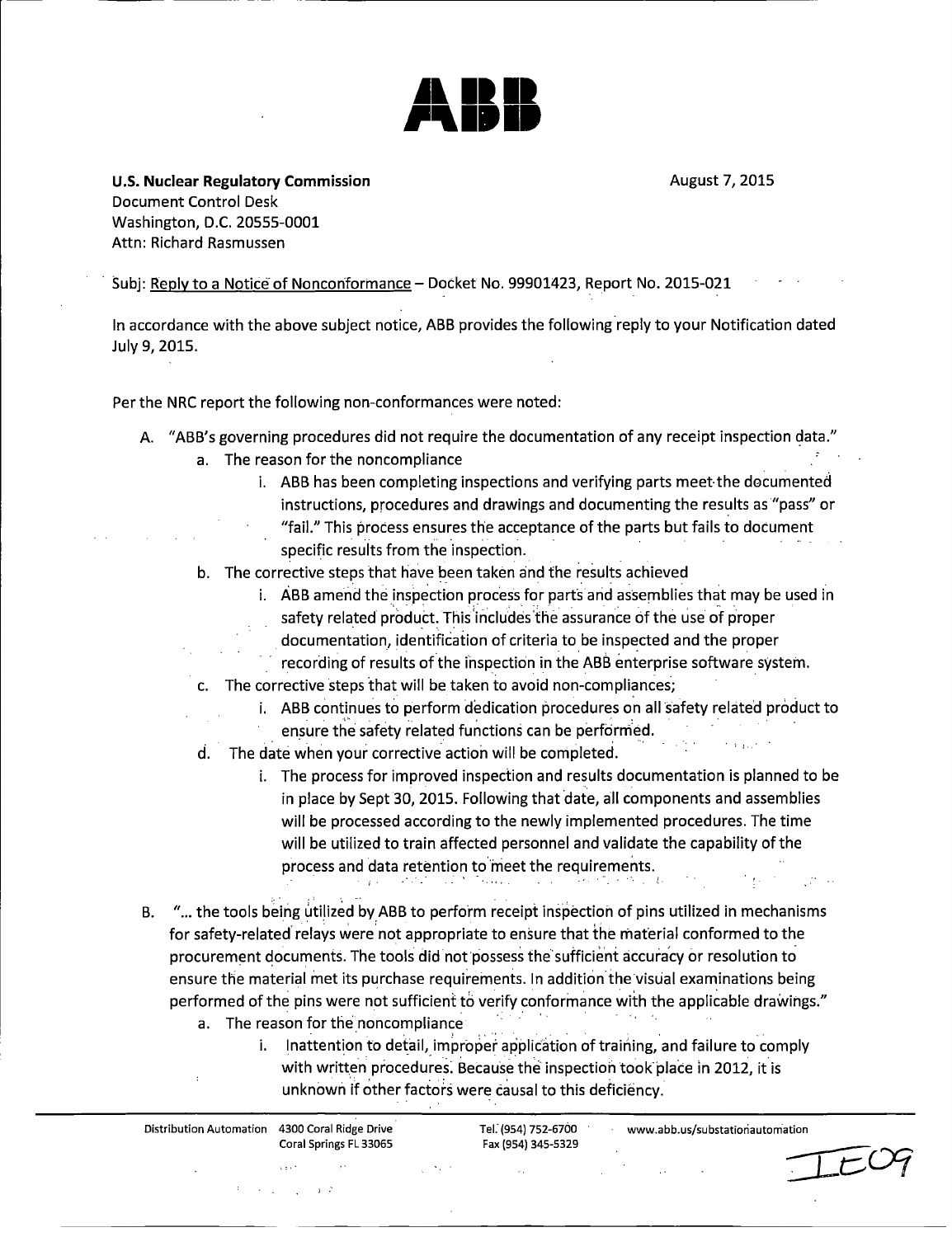# ABB

**U.S. Nuclear Regulatory Commission**
Document Control Desk
Washington, D.C. 20555-0001
Attn: Richard Rasmussen

August 7, 2015

Subj: Reply to a Notice of Nonconformance – Docket No. 99901423, Report No. 2015-021

In accordance with the above subject notice, ABB provides the following reply to your Notification dated July 9, 2015.

Per the NRC report the following non-conformances were noted:

A. "ABB's governing procedures did not require the documentation of any receipt inspection data."
   a. The reason for the noncompliance
      i. ABB has been completing inspections and verifying parts meet the documented instructions, procedures and drawings and documenting the results as "pass" or "fail." This process ensures the acceptance of the parts but fails to document specific results from the inspection.
   b. The corrective steps that have been taken and the results achieved
      i. ABB amend the inspection process for parts and assemblies that may be used in safety related product. This includes the assurance of the use of proper documentation, identification of criteria to be inspected and the proper recording of results of the inspection in the ABB enterprise software system.
   c. The corrective steps that will be taken to avoid non-compliances;
      i. ABB continues to perform dedication procedures on all safety related product to ensure the safety related functions can be performed.
   d. The date when your corrective action will be completed.
      i. The process for improved inspection and results documentation is planned to be in place by Sept 30, 2015. Following that date, all components and assemblies will be processed according to the newly implemented procedures. The time will be utilized to train affected personnel and validate the capability of the process and data retention to meet the requirements.

B. "... the tools being utilized by ABB to perform receipt inspection of pins utilized in mechanisms for safety-related relays were not appropriate to ensure that the material conformed to the procurement documents. The tools did not possess the sufficient accuracy or resolution to ensure the material met its purchase requirements. In addition the visual examinations being performed of the pins were not sufficient to verify conformance with the applicable drawings."
   a. The reason for the noncompliance
      i. Inattention to detail, improper application of training, and failure to comply with written procedures. Because the inspection took place in 2012, it is unknown if other factors were causal to this deficiency.

Distribution Automation 4300 Coral Ridge Drive Coral Springs FL 33065 Tel. (954) 752-6700 Fax (954) 345-5329 www.abb.us/substationautomation

IE09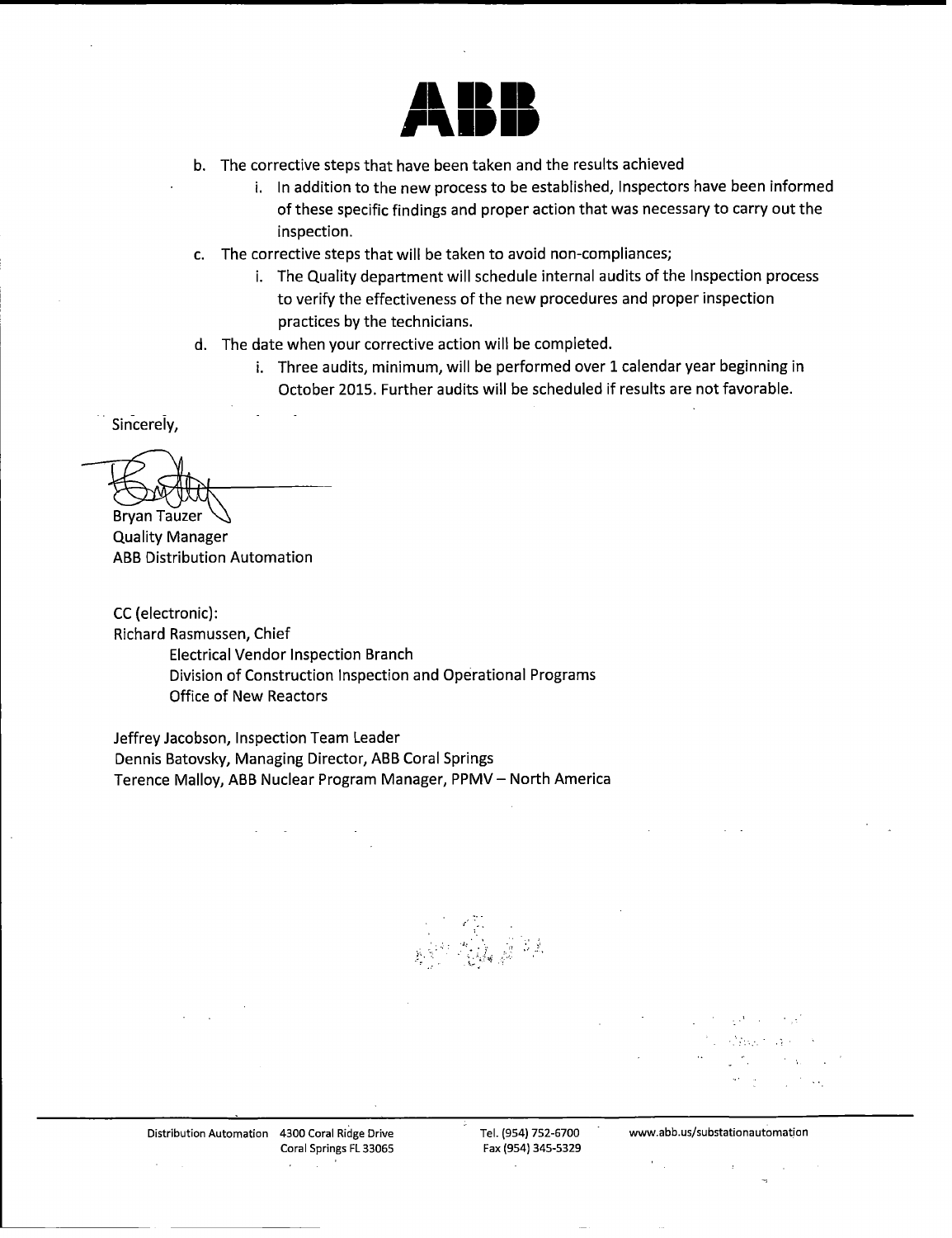b. The corrective steps that have been taken and the results achieved
    i. In addition to the new process to be established, Inspectors have been informed of these specific findings and proper action that was necessary to carry out the inspection.
c. The corrective steps that will be taken to avoid non-compliances;
    i. The Quality department will schedule internal audits of the Inspection process to verify the effectiveness of the new procedures and proper inspection practices by the technicians.
d. The date when your corrective action will be completed.
    i. Three audits, minimum, will be performed over 1 calendar year beginning in October 2015. Further audits will be scheduled if results are not favorable.

Sincerely,

Bryan Tauzer
Quality Manager
ABB Distribution Automation

CC (electronic):
Richard Rasmussen, Chief
    Electrical Vendor Inspection Branch
    Division of Construction Inspection and Operational Programs
    Office of New Reactors

Jeffrey Jacobson, Inspection Team Leader
Dennis Batovsky, Managing Director, ABB Coral Springs
Terence Malloy, ABB Nuclear Program Manager, PPMV – North America

Distribution Automation 4300 Coral Ridge Drive Coral Springs FL 33065 Tel. (954) 752-6700 Fax (954) 345-5329 www.abb.us/substationautomation